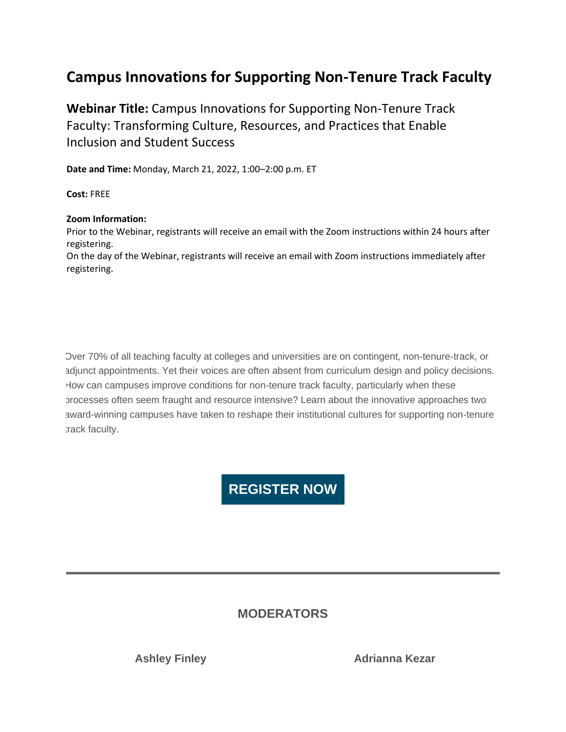# Campus Innovations for Supporting Non-Tenure Track Faculty

**Webinar Title:** Campus Innovations for Supporting Non-Tenure Track Faculty: Transforming Culture, Resources, and Practices that Enable Inclusion and Student Success

**Date and Time:** Monday, March 21, 2022, 1:00–2:00 p.m. ET

**Cost:** FREE

**Zoom Information:**
Prior to the Webinar, registrants will receive an email with the Zoom instructions within 24 hours after registering.
On the day of the Webinar, registrants will receive an email with Zoom instructions immediately after registering.

Over 70% of all teaching faculty at colleges and universities are on contingent, non-tenure-track, or adjunct appointments. Yet their voices are often absent from curriculum design and policy decisions. How can campuses improve conditions for non-tenure track faculty, particularly when these processes often seem fraught and resource intensive? Learn about the innovative approaches two award-winning campuses have taken to reshape their institutional cultures for supporting non-tenure track faculty.

**REGISTER NOW**

---

## MODERATORS

**Ashley Finley**

**Adrianna Kezar**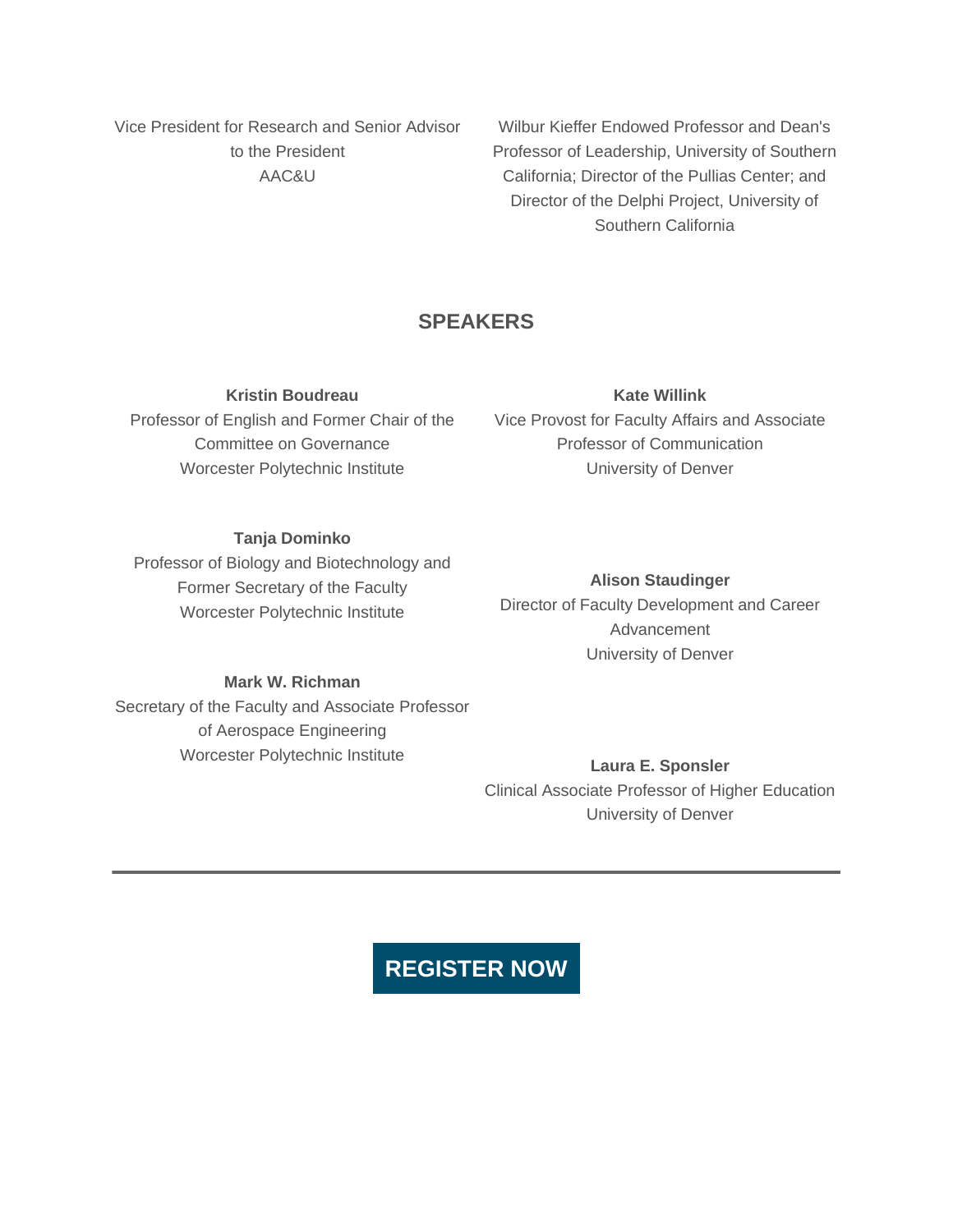Vice President for Research and Senior Advisor to the President
AAC&U

Wilbur Kieffer Endowed Professor and Dean's Professor of Leadership, University of Southern California; Director of the Pullias Center; and Director of the Delphi Project, University of Southern California

## SPEAKERS

**Kristin Boudreau**
Professor of English and Former Chair of the Committee on Governance
Worcester Polytechnic Institute

**Tanja Dominko**
Professor of Biology and Biotechnology and Former Secretary of the Faculty
Worcester Polytechnic Institute

**Mark W. Richman**
Secretary of the Faculty and Associate Professor of Aerospace Engineering
Worcester Polytechnic Institute

**Kate Willink**
Vice Provost for Faculty Affairs and Associate Professor of Communication
University of Denver

**Alison Staudinger**
Director of Faculty Development and Career Advancement
University of Denver

**Laura E. Sponsler**
Clinical Associate Professor of Higher Education
University of Denver

---

**REGISTER NOW**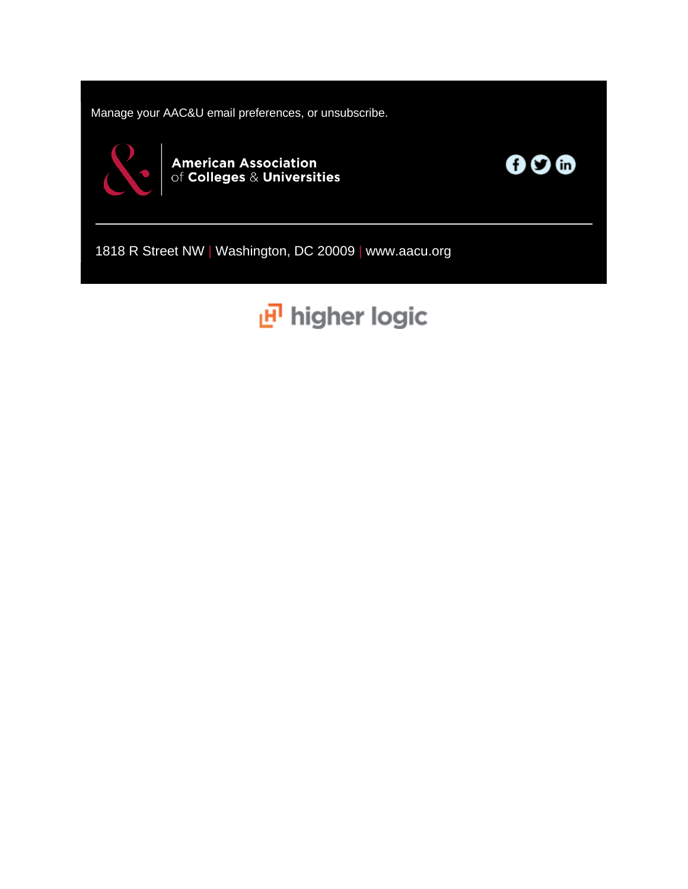Manage your AAC&U email preferences, or unsubscribe.

American Association
of Colleges & Universities

1818 R Street NW | Washington, DC 20009 | www.aacu.org

higher logic